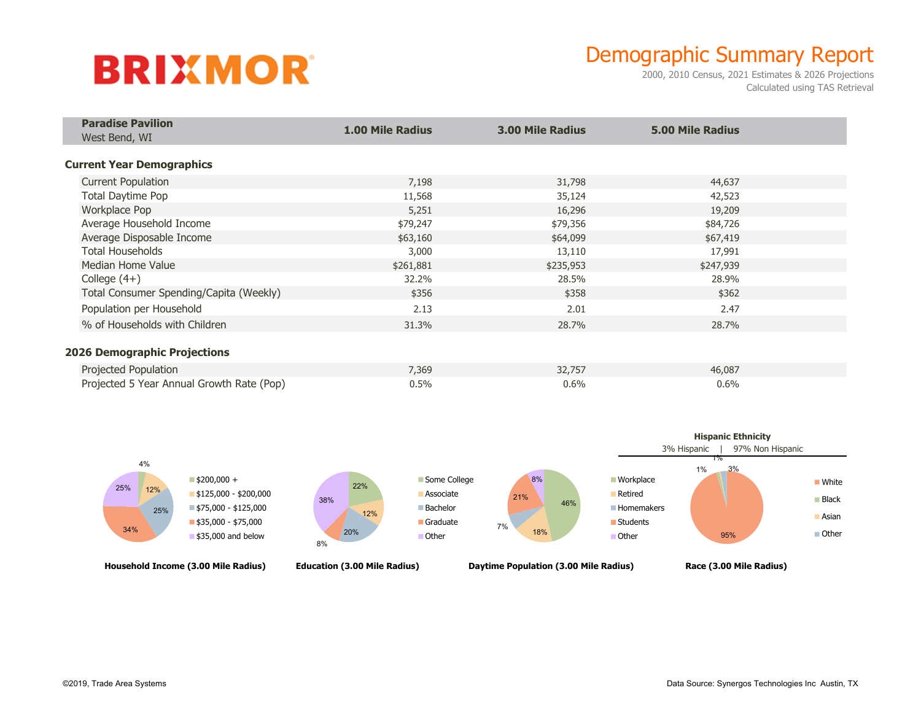BRIXMOR

# Demographic Summary Report

2000, 2010 Census, 2021 Estimates & 2026 Projections
Calculated using TAS Retrieval

| **Paradise Pavilion** West Bend, WI | **1.00 Mile Radius** | **3.00 Mile Radius** | **5.00 Mile Radius** |
|---|---|---|---|
| **Current Year Demographics** | | | |
| Current Population | 7,198 | 31,798 | 44,637 |
| Total Daytime Pop | 11,568 | 35,124 | 42,523 |
| Workplace Pop | 5,251 | 16,296 | 19,209 |
| Average Household Income | $79,247 | $79,356 | $84,726 |
| Average Disposable Income | $63,160 | $64,099 | $67,419 |
| Total Households | 3,000 | 13,110 | 17,991 |
| Median Home Value | $261,881 | $235,953 | $247,939 |
| College (4+) | 32.2% | 28.5% | 28.9% |
| Total Consumer Spending/Capita (Weekly) | $356 | $358 | $362 |
| Population per Household | 2.13 | 2.01 | 2.47 |
| % of Households with Children | 31.3% | 28.7% | 28.7% |
| **2026 Demographic Projections** | | | |
| Projected Population | 7,369 | 32,757 | 46,087 |
| Projected 5 Year Annual Growth Rate (Pop) | 0.5% | 0.6% | 0.6% |

**Household Income (3.00 Mile Radius)**

| Category | % |
|---|---|
| $200,000 + | 4% |
| $125,000 - $200,000 | 12% |
| $75,000 - $125,000 | 25% |
| $35,000 - $75,000 | 34% |
| $35,000 and below | 25% |

**Education (3.00 Mile Radius)**

| Category | % |
|---|---|
| Some College | 22% |
| Associate | 12% |
| Bachelor | 20% |
| Graduate | 8% |
| Other | 38% |

**Daytime Population (3.00 Mile Radius)**

| Category | % |
|---|---|
| Workplace | 46% |
| Retired | 18% |
| Homemakers | 7% |
| Students | 21% |
| Other | 8% |

**Hispanic Ethnicity**

3% Hispanic | 97% Non Hispanic

**Race (3.00 Mile Radius)**

| Category | % |
|---|---|
| White | 95% |
| Black | 1% |
| Asian | 1% |
| Other | 3% |

©2019, Trade Area Systems

Data Source: Synergos Technologies Inc Austin, TX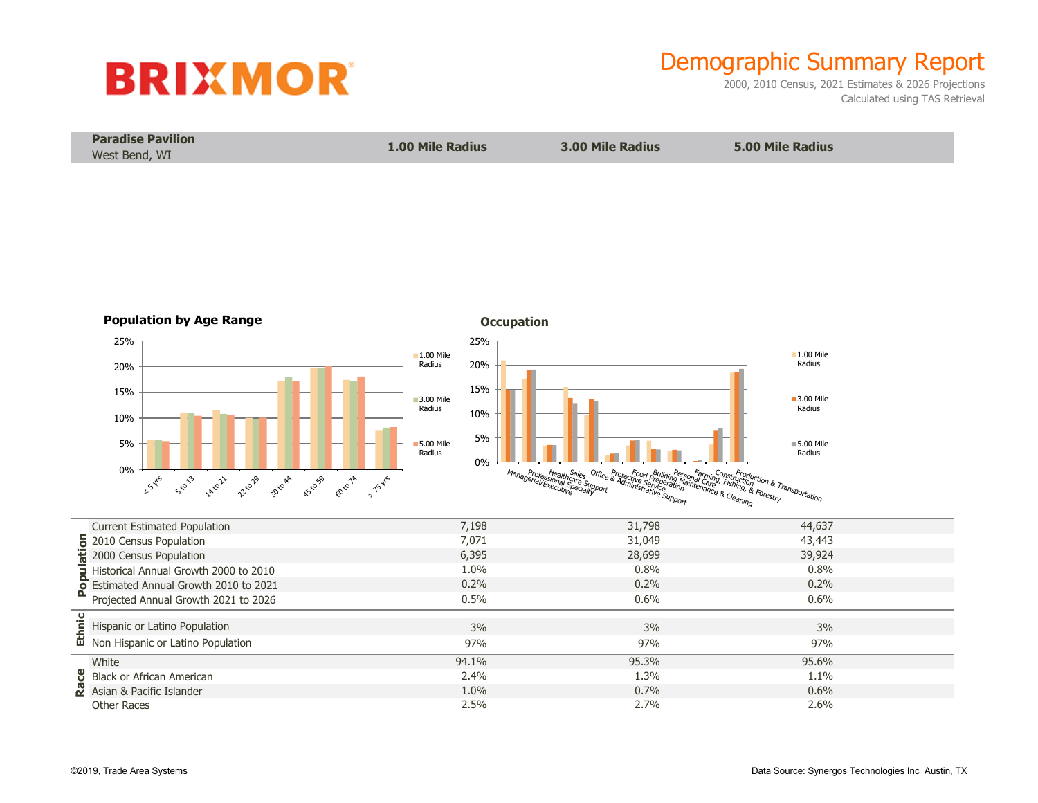# BRIXMOR

## Demographic Summary Report

2000, 2010 Census, 2021 Estimates & 2026 Projections
Calculated using TAS Retrieval

| Paradise Pavilion<br>West Bend, WI | 1.00 Mile Radius | 3.00 Mile Radius | 5.00 Mile Radius |
|---|---|---|---|

### Population by Age Range

25%
20%
15%
10%
5%
0%

< 5 yrs, 5 to 13, 14 to 21, 22 to 29, 30 to 44, 45 to 59, 60 to 74, > 75 yrs

1.00 Mile Radius
3.00 Mile Radius
5.00 Mile Radius

### Occupation

25%
20%
15%
10%
5%
0%

Managerial/Executive, Professional Specialty, Healthcare Support, Sales, Office & Administrative Support, Protective Service, Food Preperation, Building Maintenance & Cleaning, Personal Care, Farming, Fishing, & Forestry, Construction, Production & Transportation

1.00 Mile Radius
3.00 Mile Radius
5.00 Mile Radius

| | | 1.00 Mile Radius | 3.00 Mile Radius | 5.00 Mile Radius |
|---|---|---|---|---|
| Population | Current Estimated Population | 7,198 | 31,798 | 44,637 |
| | 2010 Census Population | 7,071 | 31,049 | 43,443 |
| | 2000 Census Population | 6,395 | 28,699 | 39,924 |
| | Historical Annual Growth 2000 to 2010 | 1.0% | 0.8% | 0.8% |
| | Estimated Annual Growth 2010 to 2021 | 0.2% | 0.2% | 0.2% |
| | Projected Annual Growth 2021 to 2026 | 0.5% | 0.6% | 0.6% |
| Ethnic | Hispanic or Latino Population | 3% | 3% | 3% |
| | Non Hispanic or Latino Population | 97% | 97% | 97% |
| Race | White | 94.1% | 95.3% | 95.6% |
| | Black or African American | 2.4% | 1.3% | 1.1% |
| | Asian & Pacific Islander | 1.0% | 0.7% | 0.6% |
| | Other Races | 2.5% | 2.7% | 2.6% |

©2019, Trade Area Systems

Data Source: Synergos Technologies Inc Austin, TX